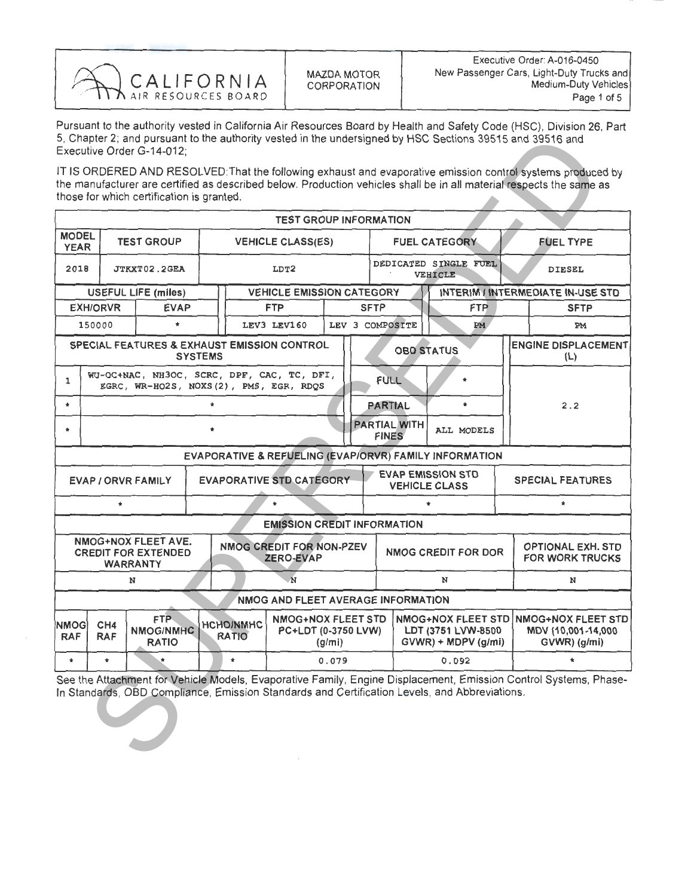| CALIFORNIA AIR RESOURCES BOARD | MAZDA MOTOR CORPORATION | Executive Order: A-016-0450 New Passenger Cars, Light-Duty Trucks and Medium-Duty Vehicles |
|---|---|---|

Pursuant to the authority vested in California Air Resources Board by Health and Safety Code (HSC), Division 26, Part 5, Chapter 2; and pursuant to the authority vested in the undersigned by HSC Sections 39515 and 39516 and Executive Order G-14-012;

IT IS ORDERED AND RESOLVED: That the following exhaust and evaporative emission control systems produced by the manufacturer are certified as described below. Production vehicles shall be in all material respects the same as those for which certification is granted.

**TEST GROUP INFORMATION**

| MODEL YEAR | TEST GROUP | VEHICLE CLASS(ES) | FUEL CATEGORY | FUEL TYPE |
|---|---|---|---|---|
| 2018 | JTKXT02.2GEA | LDT2 | DEDICATED SINGLE FUEL VEHICLE | DIESEL |

| USEFUL LIFE (miles) | | VEHICLE EMISSION CATEGORY | | INTERIM / INTERMEDIATE IN-USE STD | |
|---|---|---|---|---|---|
| EXH/ORVR | EVAP | FTP | SFTP | FTP | SFTP |
| 150000 | * | LEV3 LEV160 | LEV 3 COMPOSITE | PM | PM |

| SPECIAL FEATURES & EXHAUST EMISSION CONTROL SYSTEMS | | OBD STATUS | | ENGINE DISPLACEMENT (L) |
|---|---|---|---|---|
| 1 | WU-OC+NAC, NH3OC, SCRC, DPF, CAC, TC, DFI, EGRC, WR-HO2S, NOXS(2), PMS, EGR, RDQS | FULL | * | 2.2 |
| * | * | PARTIAL | * | |
| * | * | PARTIAL WITH FINES | ALL MODELS | |

**EVAPORATIVE & REFUELING (EVAP/ORVR) FAMILY INFORMATION**

| EVAP / ORVR FAMILY | EVAPORATIVE STD CATEGORY | EVAP EMISSION STD VEHICLE CLASS | SPECIAL FEATURES |
|---|---|---|---|
| * | * | * | * |

**EMISSION CREDIT INFORMATION**

| NMOG+NOX FLEET AVE. CREDIT FOR EXTENDED WARRANTY | NMOG CREDIT FOR NON-PZEV ZERO-EVAP | NMOG CREDIT FOR DOR | OPTIONAL EXH. STD FOR WORK TRUCKS |
|---|---|---|---|
| N | N | N | N |

**NMOG AND FLEET AVERAGE INFORMATION**

| NMOG RAF | CH4 RAF | FTP NMOG/NMHC RATIO | HCHO/NMHC RATIO | NMOG+NOX FLEET STD PC+LDT (0-3750 LVW) (g/mi) | NMOG+NOX FLEET STD LDT (3751 LVW-8500 GVWR) + MDPV (g/mi) | NMOG+NOX FLEET STD MDV (10,001-14,000 GVWR) (g/mi) |
|---|---|---|---|---|---|---|
| * | * | * | * | 0.079 | 0.092 | * |

See the Attachment for Vehicle Models, Evaporative Family, Engine Displacement, Emission Control Systems, Phase-In Standards, OBD Compliance, Emission Standards and Certification Levels, and Abbreviations.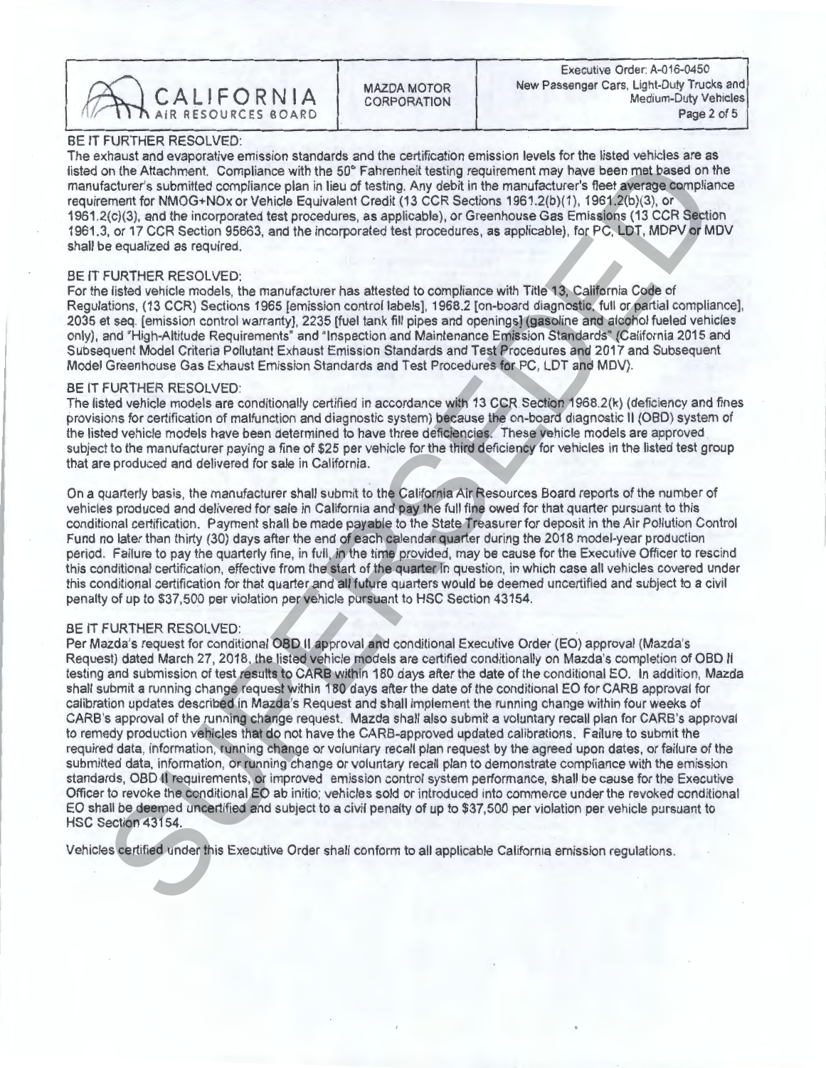BE IT FURTHER RESOLVED:
The exhaust and evaporative emission standards and the certification emission levels for the listed vehicles are as listed on the Attachment. Compliance with the 50° Fahrenheit testing requirement may have been met based on the manufacturer's submitted compliance plan in lieu of testing. Any debit in the manufacturer's fleet average compliance requirement for NMOG+NOx or Vehicle Equivalent Credit (13 CCR Sections 1961.2(b)(1), 1961.2(b)(3), or 1961.2(c)(3), and the incorporated test procedures, as applicable), or Greenhouse Gas Emissions (13 CCR Section 1961.3, or 17 CCR Section 95663, and the incorporated test procedures, as applicable), for PC, LDT, MDPV or MDV shall be equalized as required.

BE IT FURTHER RESOLVED:
For the listed vehicle models, the manufacturer has attested to compliance with Title 13, California Code of Regulations, (13 CCR) Sections 1965 [emission control labels], 1968.2 [on-board diagnostic, full or partial compliance], 2035 et seq. [emission control warranty], 2235 [fuel tank fill pipes and openings] (gasoline and alcohol fueled vehicles only), and "High-Altitude Requirements" and "Inspection and Maintenance Emission Standards" (California 2015 and Subsequent Model Criteria Pollutant Exhaust Emission Standards and Test Procedures and 2017 and Subsequent Model Greenhouse Gas Exhaust Emission Standards and Test Procedures for PC, LDT and MDV).

BE IT FURTHER RESOLVED:
The listed vehicle models are conditionally certified in accordance with 13 CCR Section 1968.2(k) (deficiency and fines provisions for certification of malfunction and diagnostic system) because the on-board diagnostic II (OBD) system of the listed vehicle models have been determined to have three deficiencies. These vehicle models are approved subject to the manufacturer paying a fine of $25 per vehicle for the third deficiency for vehicles in the listed test group that are produced and delivered for sale in California.

On a quarterly basis, the manufacturer shall submit to the California Air Resources Board reports of the number of vehicles produced and delivered for sale in California and pay the full fine owed for that quarter pursuant to this conditional certification. Payment shall be made payable to the State Treasurer for deposit in the Air Pollution Control Fund no later than thirty (30) days after the end of each calendar quarter during the 2018 model-year production period. Failure to pay the quarterly fine, in full, in the time provided, may be cause for the Executive Officer to rescind this conditional certification, effective from the start of the quarter in question, in which case all vehicles covered under this conditional certification for that quarter and all future quarters would be deemed uncertified and subject to a civil penalty of up to $37,500 per violation per vehicle pursuant to HSC Section 43154.

BE IT FURTHER RESOLVED:
Per Mazda's request for conditional OBD II approval and conditional Executive Order (EO) approval (Mazda's Request) dated March 27, 2018, the listed vehicle models are certified conditionally on Mazda's completion of OBD II testing and submission of test results to CARB within 180 days after the date of the conditional EO. In addition, Mazda shall submit a running change request within 180 days after the date of the conditional EO for CARB approval for calibration updates described in Mazda's Request and shall implement the running change within four weeks of CARB's approval of the running change request. Mazda shall also submit a voluntary recall plan for CARB's approval to remedy production vehicles that do not have the CARB-approved updated calibrations. Failure to submit the required data, information, running change or voluntary recall plan request by the agreed upon dates, or failure of the submitted data, information, or running change or voluntary recall plan to demonstrate compliance with the emission standards, OBD II requirements, or improved emission control system performance, shall be cause for the Executive Officer to revoke the conditional EO ab initio; vehicles sold or introduced into commerce under the revoked conditional EO shall be deemed uncertified and subject to a civil penalty of up to $37,500 per violation per vehicle pursuant to HSC Section 43154.

Vehicles certified under this Executive Order shall conform to all applicable California emission regulations.

SUPERSEDED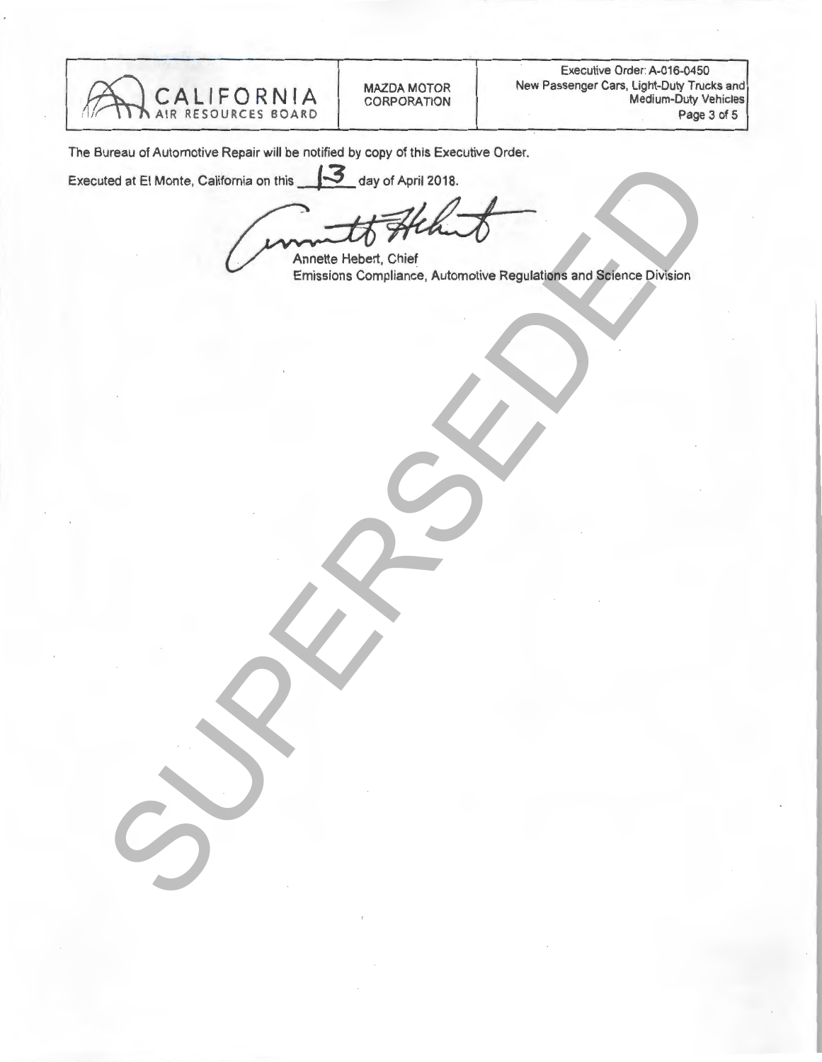The Bureau of Automotive Repair will be notified by copy of this Executive Order.

Executed at El Monte, California on this 13 day of April 2018.

Annette Hebert, Chief
Emissions Compliance, Automotive Regulations and Science Division

SUPERSEDED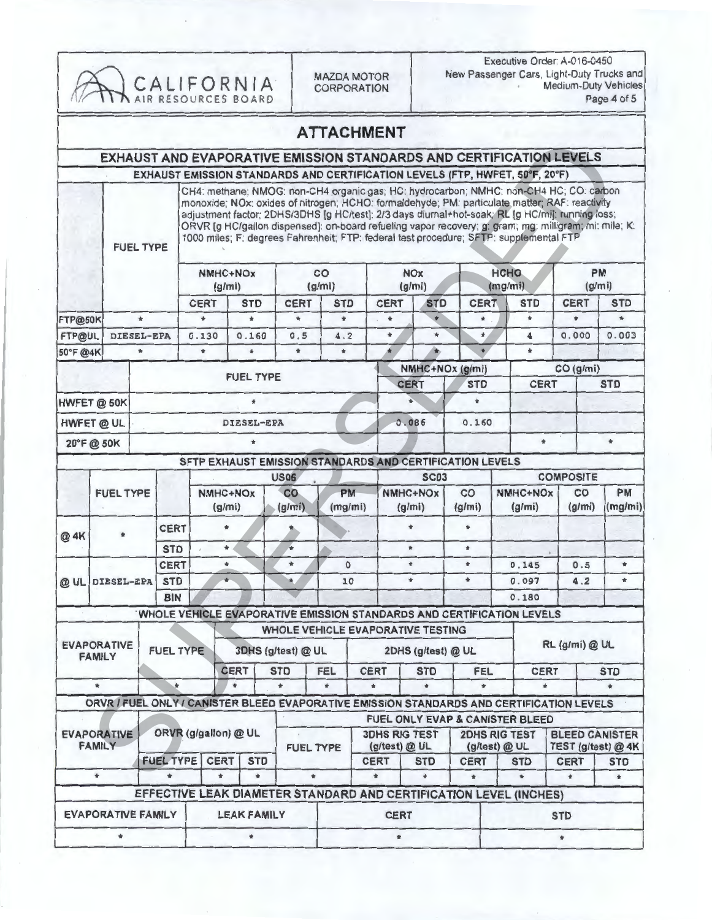| | | |
|---|---|---|
| CALIFORNIA AIR RESOURCES BOARD | MAZDA MOTOR CORPORATION | Executive Order: A-016-0450<br>New Passenger Cars, Light-Duty Trucks and Medium-Duty Vehicles |

# ATTACHMENT

## EXHAUST AND EVAPORATIVE EMISSION STANDARDS AND CERTIFICATION LEVELS

### EXHAUST EMISSION STANDARDS AND CERTIFICATION LEVELS (FTP, HWFET, 50°F, 20°F)

CH4: methane; NMOG: non-CH4 organic gas; HC: hydrocarbon; NMHC: non-CH4 HC; CO: carbon monoxide; NOx: oxides of nitrogen; HCHO: formaldehyde; PM: particulate matter; RAF: reactivity adjustment factor; 2DHS/3DHS [g HC/test]: 2/3 days diurnal+hot-soak; RL [g HC/mi]: running loss; ORVR [g HC/gallon dispensed]: on-board refueling vapor recovery; g: gram; mg: milligram; mi: mile; K: 1000 miles; F: degrees Fahrenheit; FTP: federal test procedure; SFTP: supplemental FTP

| | FUEL TYPE | NMHC+NOx (g/mi) | | CO (g/mi) | | NOx (g/mi) | | HCHO (mg/mi) | | PM (g/mi) | |
|---|---|---|---|---|---|---|---|---|---|---|---|
| | | CERT | STD | CERT | STD | CERT | STD | CERT | STD | CERT | STD |
| FTP@50K | * | * | * | * | * | * | * | * | * | * | * |
| FTP@UL | DIESEL-EPA | 0.130 | 0.160 | 0.5 | 4.2 | * | * | * | 4 | 0.000 | 0.003 |
| 50°F @4K | * | * | * | * | * | * | * | * | * | | |

| | FUEL TYPE | NMHC+NOx (g/mi) | | CO (g/mi) | |
|---|---|---|---|---|---|
| | | CERT | STD | CERT | STD |
| HWFET @ 50K | * | * | * | | |
| HWFET @ UL | DIESEL-EPA | 0.086 | 0.160 | | |
| 20°F @ 50K | * | | | * | * |

### SFTP EXHAUST EMISSION STANDARDS AND CERTIFICATION LEVELS

| | FUEL TYPE | | US06 NMHC+NOx (g/mi) | US06 CO (g/mi) | US06 PM (mg/mi) | SC03 NMHC+NOx (g/mi) | SC03 CO (g/mi) | COMPOSITE NMHC+NOx (g/mi) | COMPOSITE CO (g/mi) | COMPOSITE PM (mg/mi) |
|---|---|---|---|---|---|---|---|---|---|---|
| @ 4K | * | CERT | * | * | | * | * | | | |
| | | STD | * | * | | * | * | | | |
| @ UL | DIESEL-EPA | CERT | * | * | 0 | * | * | 0.145 | 0.5 | * |
| | | STD | * | * | 10 | * | * | 0.097 | 4.2 | * |
| | | BIN | | | | | | 0.180 | | |

### WHOLE VEHICLE EVAPORATIVE EMISSION STANDARDS AND CERTIFICATION LEVELS

| EVAPORATIVE FAMILY | FUEL TYPE | 3DHS (g/test) @ UL | | | 2DHS (g/test) @ UL | | | RL (g/mi) @ UL | |
|---|---|---|---|---|---|---|---|---|---|
| | | CERT | STD | FEL | CERT | STD | FEL | CERT | STD |
| * | * | * | * | * | * | * | * | * | * |

### ORVR / FUEL ONLY / CANISTER BLEED EVAPORATIVE EMISSION STANDARDS AND CERTIFICATION LEVELS

| EVAPORATIVE FAMILY | ORVR (g/gallon) @ UL | | | FUEL TYPE | 3DHS RIG TEST (g/test) @ UL | | 2DHS RIG TEST (g/test) @ UL | | BLEED CANISTER TEST (g/test) @ 4K | |
|---|---|---|---|---|---|---|---|---|---|---|
| | FUEL TYPE | CERT | STD | | CERT | STD | CERT | STD | CERT | STD |
| * | * | * | * | * | * | * | * | * | * | * |

### EFFECTIVE LEAK DIAMETER STANDARD AND CERTIFICATION LEVEL (INCHES)

| EVAPORATIVE FAMILY | LEAK FAMILY | CERT | STD |
|---|---|---|---|
| * | * | * | * |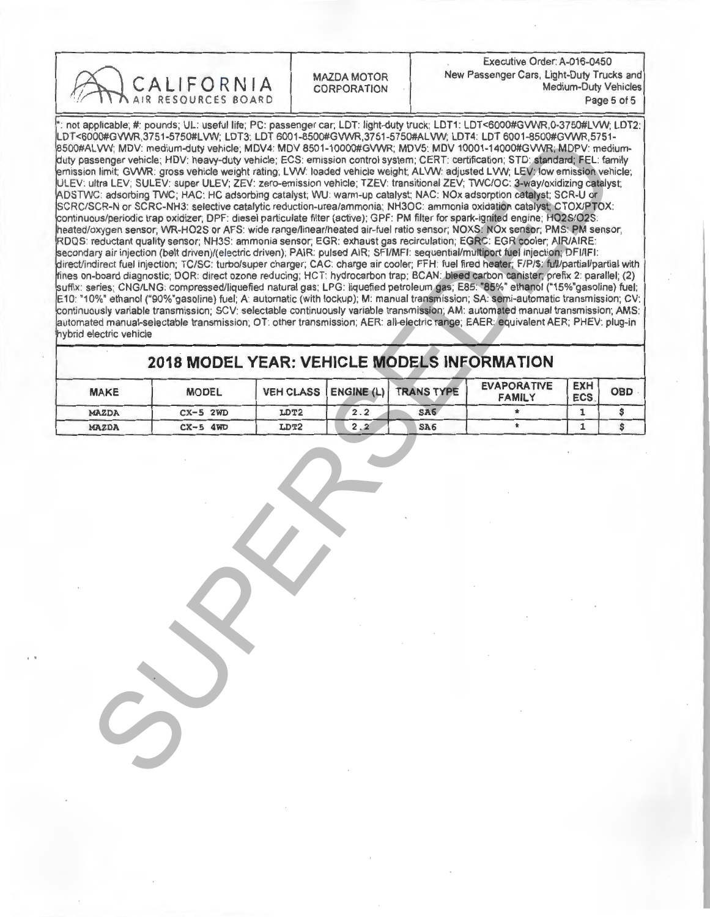| CALIFORNIA AIR RESOURCES BOARD | MAZDA MOTOR CORPORATION | Executive Order: A-016-0450 New Passenger Cars, Light-Duty Trucks and Medium-Duty Vehicles |
|---|---|---|

*: not applicable; #: pounds; UL: useful life; PC: passenger car; LDT: light-duty truck; LDT1: LDT<6000#GVWR,0-3750#LVW; LDT2: LDT<6000#GVWR,3751-5750#LVW; LDT3: LDT 6001-8500#GVWR,3751-5750#ALVW; LDT4: LDT 6001-8500#GVWR,5751-8500#ALVW; MDV: medium-duty vehicle; MDV4: MDV 8501-10000#GVWR; MDV5: MDV 10001-14000#GVWR; MDPV: medium-duty passenger vehicle; HDV: heavy-duty vehicle; ECS: emission control system; CERT: certification; STD: standard; FEL: family emission limit; GVWR: gross vehicle weight rating; LVW: loaded vehicle weight; ALVW: adjusted LVW; LEV: low emission vehicle; ULEV: ultra LEV; SULEV: super ULEV; ZEV: zero-emission vehicle; TZEV: transitional ZEV; TWC/OC: 3-way/oxidizing catalyst; ADSTWC: adsorbing TWC; HAC: HC adsorbing catalyst; WU: warm-up catalyst; NAC: NOx adsorption catalyst; SCR-U or SCRC/SCR-N or SCRC-NH3: selective catalytic reduction-urea/ammonia; NH3OC: ammonia oxidation catalyst; CTOX/PTOX: continuous/periodic trap oxidizer; DPF: diesel particulate filter (active); GPF: PM filter for spark-ignited engine; HO2S/O2S: heated/oxygen sensor; WR-HO2S or AFS: wide range/linear/heated air-fuel ratio sensor; NOXS: NOx sensor; PMS: PM sensor; RDQS: reductant quality sensor; NH3S: ammonia sensor; EGR: exhaust gas recirculation; EGRC: EGR cooler; AIR/AIRE: secondary air injection (belt driven)/(electric driven); PAIR: pulsed AIR; SFI/MFI: sequential/multiport fuel injection; DFI/IFI: direct/indirect fuel injection; TC/SC: turbo/super charger; CAC: charge air cooler; FFH: fuel fired heater; F/P/$: full/partial/partial with fines on-board diagnostic; DOR: direct ozone reducing; HCT: hydrocarbon trap; BCAN: bleed carbon canister; prefix 2: parallel; (2) suffix: series; CNG/LNG: compressed/liquefied natural gas; LPG: liquefied petroleum gas; E85: "85%" ethanol ("15%"gasoline) fuel; E10: "10%" ethanol ("90%"gasoline) fuel; A: automatic (with lockup); M: manual transmission; SA: semi-automatic transmission; CV: continuously variable transmission; SCV: selectable continuously variable transmission; AM: automated manual transmission; AMS: automated manual-selectable transmission; OT: other transmission; AER: all-electric range; EAER: equivalent AER; PHEV: plug-in hybrid electric vehicle

## 2018 MODEL YEAR: VEHICLE MODELS INFORMATION

| MAKE | MODEL | VEH CLASS | ENGINE (L) | TRANS TYPE | EVAPORATIVE FAMILY | EXH ECS | OBD |
|---|---|---|---|---|---|---|---|
| MAZDA | CX-5 2WD | LDT2 | 2.2 | SA6 | * | 1 | $ |
| MAZDA | CX-5 4WD | LDT2 | 2.2 | SA6 | * | 1 | $ |

SUPERSEDED